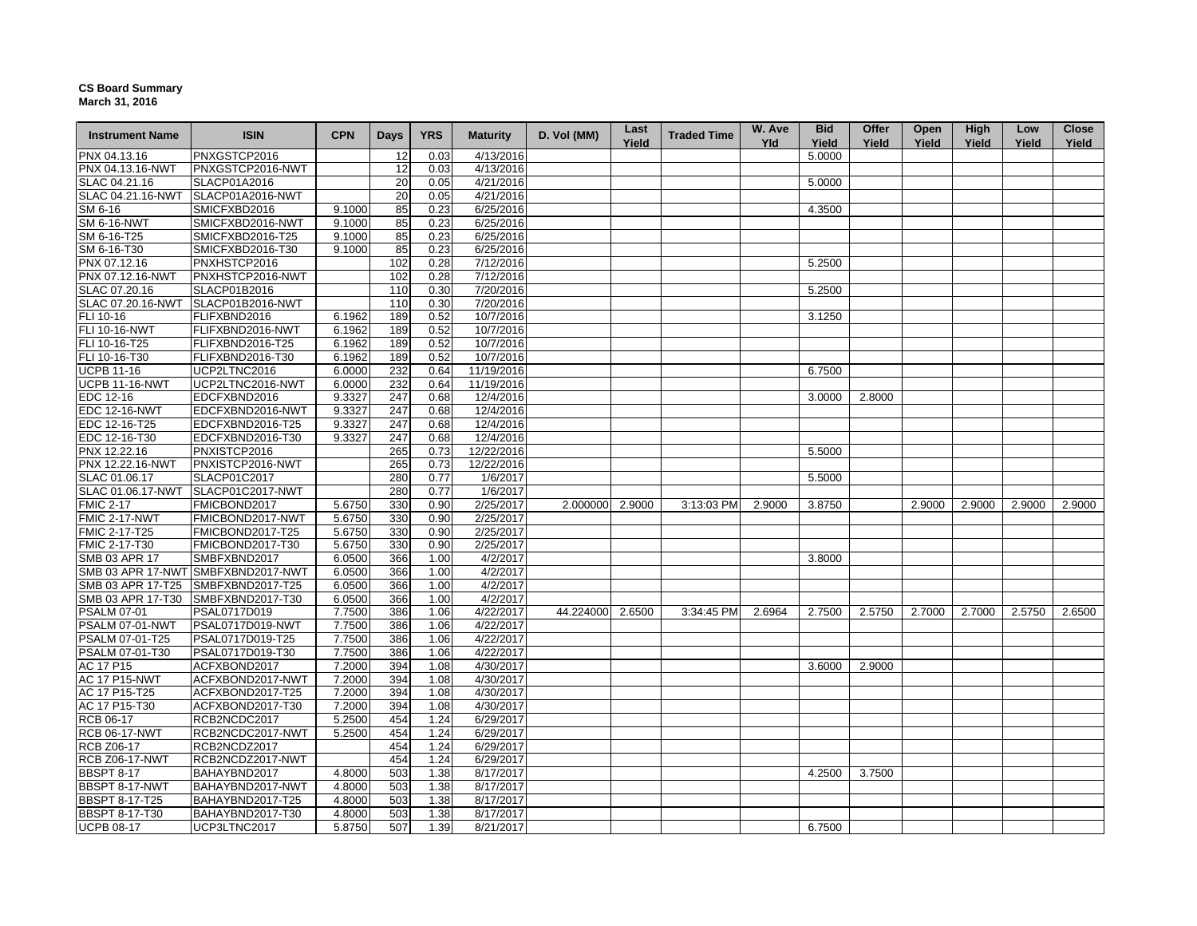**CS Board Summary**
**March 31, 2016**

| Instrument Name | ISIN | CPN | Days | YRS | Maturity | D. Vol (MM) | Last Yield | Traded Time | W. Ave Yld | Bid Yield | Offer Yield | Open Yield | High Yield | Low Yield | Close Yield |
|---|---|---|---|---|---|---|---|---|---|---|---|---|---|---|---|
| PNX 04.13.16 | PNXGSTCP2016 | | 12 | 0.03 | 4/13/2016 | | | | | 5.0000 | | | | | |
| PNX 04.13.16-NWT | PNXGSTCP2016-NWT | | 12 | 0.03 | 4/13/2016 | | | | | | | | | | |
| SLAC 04.21.16 | SLACP01A2016 | | 20 | 0.05 | 4/21/2016 | | | | | 5.0000 | | | | | |
| SLAC 04.21.16-NWT | SLACP01A2016-NWT | | 20 | 0.05 | 4/21/2016 | | | | | | | | | | |
| SM 6-16 | SMICFXBD2016 | 9.1000 | 85 | 0.23 | 6/25/2016 | | | | | 4.3500 | | | | | |
| SM 6-16-NWT | SMICFXBD2016-NWT | 9.1000 | 85 | 0.23 | 6/25/2016 | | | | | | | | | | |
| SM 6-16-T25 | SMICFXBD2016-T25 | 9.1000 | 85 | 0.23 | 6/25/2016 | | | | | | | | | | |
| SM 6-16-T30 | SMICFXBD2016-T30 | 9.1000 | 85 | 0.23 | 6/25/2016 | | | | | | | | | | |
| PNX 07.12.16 | PNXHSTCP2016 | | 102 | 0.28 | 7/12/2016 | | | | | 5.2500 | | | | | |
| PNX 07.12.16-NWT | PNXHSTCP2016-NWT | | 102 | 0.28 | 7/12/2016 | | | | | | | | | | |
| SLAC 07.20.16 | SLACP01B2016 | | 110 | 0.30 | 7/20/2016 | | | | | 5.2500 | | | | | |
| SLAC 07.20.16-NWT | SLACP01B2016-NWT | | 110 | 0.30 | 7/20/2016 | | | | | | | | | | |
| FLI 10-16 | FLIFXBND2016 | 6.1962 | 189 | 0.52 | 10/7/2016 | | | | | 3.1250 | | | | | |
| FLI 10-16-NWT | FLIFXBND2016-NWT | 6.1962 | 189 | 0.52 | 10/7/2016 | | | | | | | | | | |
| FLI 10-16-T25 | FLIFXBND2016-T25 | 6.1962 | 189 | 0.52 | 10/7/2016 | | | | | | | | | | |
| FLI 10-16-T30 | FLIFXBND2016-T30 | 6.1962 | 189 | 0.52 | 10/7/2016 | | | | | | | | | | |
| UCPB 11-16 | UCP2LTNC2016 | 6.0000 | 232 | 0.64 | 11/19/2016 | | | | | 6.7500 | | | | | |
| UCPB 11-16-NWT | UCP2LTNC2016-NWT | 6.0000 | 232 | 0.64 | 11/19/2016 | | | | | | | | | | |
| EDC 12-16 | EDCFXBND2016 | 9.3327 | 247 | 0.68 | 12/4/2016 | | | | | 3.0000 | 2.8000 | | | | |
| EDC 12-16-NWT | EDCFXBND2016-NWT | 9.3327 | 247 | 0.68 | 12/4/2016 | | | | | | | | | | |
| EDC 12-16-T25 | EDCFXBND2016-T25 | 9.3327 | 247 | 0.68 | 12/4/2016 | | | | | | | | | | |
| EDC 12-16-T30 | EDCFXBND2016-T30 | 9.3327 | 247 | 0.68 | 12/4/2016 | | | | | | | | | | |
| PNX 12.22.16 | PNXISTCP2016 | | 265 | 0.73 | 12/22/2016 | | | | | 5.5000 | | | | | |
| PNX 12.22.16-NWT | PNXISTCP2016-NWT | | 265 | 0.73 | 12/22/2016 | | | | | | | | | | |
| SLAC 01.06.17 | SLACP01C2017 | | 280 | 0.77 | 1/6/2017 | | | | | 5.5000 | | | | | |
| SLAC 01.06.17-NWT | SLACP01C2017-NWT | | 280 | 0.77 | 1/6/2017 | | | | | | | | | | |
| FMIC 2-17 | FMICBOND2017 | 5.6750 | 330 | 0.90 | 2/25/2017 | 2.000000 | 2.9000 | 3:13:03 PM | 2.9000 | 3.8750 | | 2.9000 | 2.9000 | 2.9000 | 2.9000 |
| FMIC 2-17-NWT | FMICBOND2017-NWT | 5.6750 | 330 | 0.90 | 2/25/2017 | | | | | | | | | | |
| FMIC 2-17-T25 | FMICBOND2017-T25 | 5.6750 | 330 | 0.90 | 2/25/2017 | | | | | | | | | | |
| FMIC 2-17-T30 | FMICBOND2017-T30 | 5.6750 | 330 | 0.90 | 2/25/2017 | | | | | | | | | | |
| SMB 03 APR 17 | SMBFXBND2017 | 6.0500 | 366 | 1.00 | 4/2/2017 | | | | | 3.8000 | | | | | |
| SMB 03 APR 17-NWT | SMBFXBND2017-NWT | 6.0500 | 366 | 1.00 | 4/2/2017 | | | | | | | | | | |
| SMB 03 APR 17-T25 | SMBFXBND2017-T25 | 6.0500 | 366 | 1.00 | 4/2/2017 | | | | | | | | | | |
| SMB 03 APR 17-T30 | SMBFXBND2017-T30 | 6.0500 | 366 | 1.00 | 4/2/2017 | | | | | | | | | | |
| PSALM 07-01 | PSAL0717D019 | 7.7500 | 386 | 1.06 | 4/22/2017 | 44.224000 | 2.6500 | 3:34:45 PM | 2.6964 | 2.7500 | 2.5750 | 2.7000 | 2.7000 | 2.5750 | 2.6500 |
| PSALM 07-01-NWT | PSAL0717D019-NWT | 7.7500 | 386 | 1.06 | 4/22/2017 | | | | | | | | | | |
| PSALM 07-01-T25 | PSAL0717D019-T25 | 7.7500 | 386 | 1.06 | 4/22/2017 | | | | | | | | | | |
| PSALM 07-01-T30 | PSAL0717D019-T30 | 7.7500 | 386 | 1.06 | 4/22/2017 | | | | | | | | | | |
| AC 17 P15 | ACFXBOND2017 | 7.2000 | 394 | 1.08 | 4/30/2017 | | | | | 3.6000 | 2.9000 | | | | |
| AC 17 P15-NWT | ACFXBOND2017-NWT | 7.2000 | 394 | 1.08 | 4/30/2017 | | | | | | | | | | |
| AC 17 P15-T25 | ACFXBOND2017-T25 | 7.2000 | 394 | 1.08 | 4/30/2017 | | | | | | | | | | |
| AC 17 P15-T30 | ACFXBOND2017-T30 | 7.2000 | 394 | 1.08 | 4/30/2017 | | | | | | | | | | |
| RCB 06-17 | RCB2NCDC2017 | 5.2500 | 454 | 1.24 | 6/29/2017 | | | | | | | | | | |
| RCB 06-17-NWT | RCB2NCDC2017-NWT | 5.2500 | 454 | 1.24 | 6/29/2017 | | | | | | | | | | |
| RCB Z06-17 | RCB2NCDZ2017 | | 454 | 1.24 | 6/29/2017 | | | | | | | | | | |
| RCB Z06-17-NWT | RCB2NCDZ2017-NWT | | 454 | 1.24 | 6/29/2017 | | | | | | | | | | |
| BBSPT 8-17 | BAHAYBND2017 | 4.8000 | 503 | 1.38 | 8/17/2017 | | | | | 4.2500 | 3.7500 | | | | |
| BBSPT 8-17-NWT | BAHAYBND2017-NWT | 4.8000 | 503 | 1.38 | 8/17/2017 | | | | | | | | | | |
| BBSPT 8-17-T25 | BAHAYBND2017-T25 | 4.8000 | 503 | 1.38 | 8/17/2017 | | | | | | | | | | |
| BBSPT 8-17-T30 | BAHAYBND2017-T30 | 4.8000 | 503 | 1.38 | 8/17/2017 | | | | | | | | | | |
| UCPB 08-17 | UCP3LTNC2017 | 5.8750 | 507 | 1.39 | 8/21/2017 | | | | | 6.7500 | | | | | |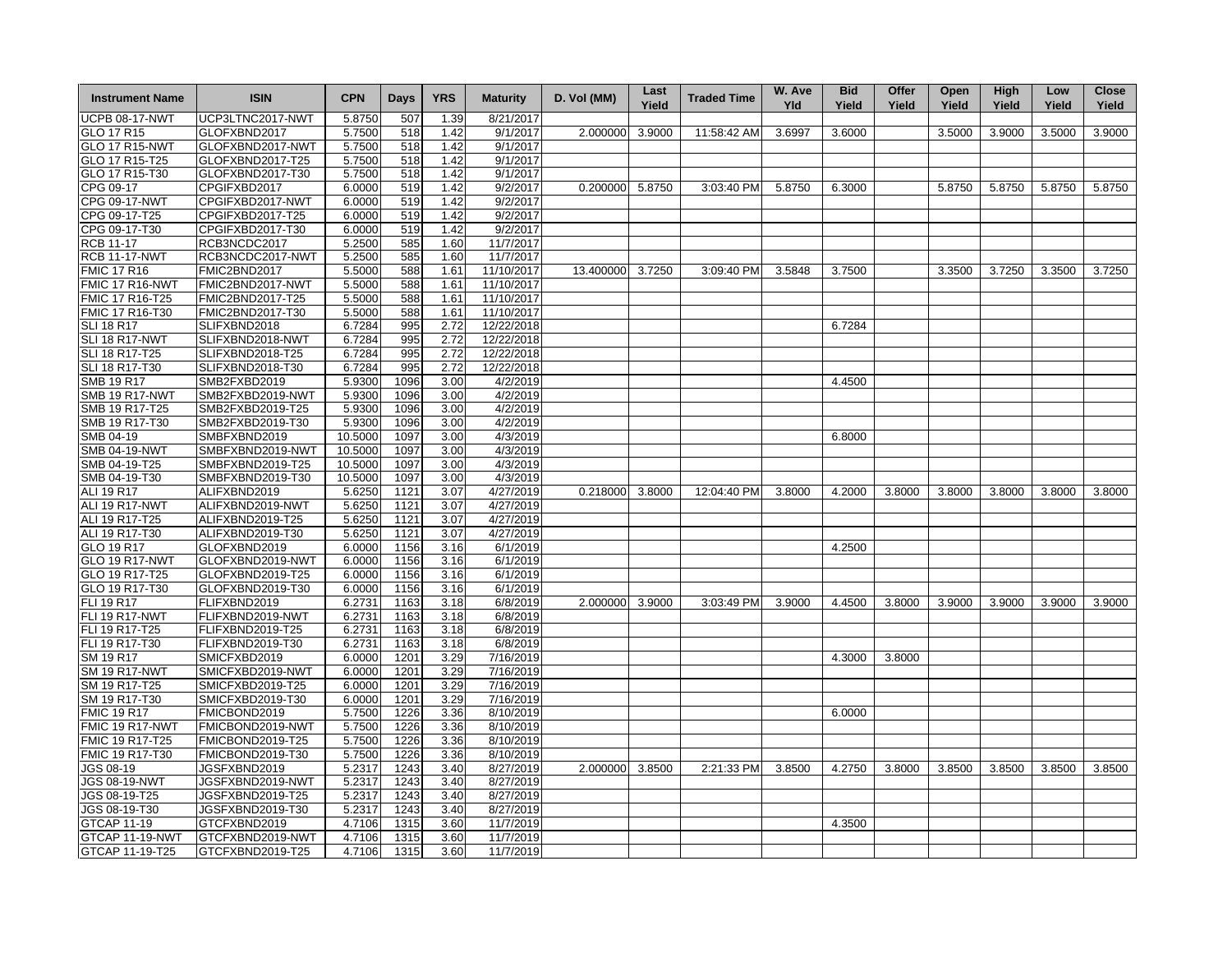| Instrument Name | ISIN | CPN | Days | YRS | Maturity | D. Vol (MM) | Last Yield | Traded Time | W. Ave Yld | Bid Yield | Offer Yield | Open Yield | High Yield | Low Yield | Close Yield |
|---|---|---|---|---|---|---|---|---|---|---|---|---|---|---|---|
| UCPB 08-17-NWT | UCP3LTNC2017-NWT | 5.8750 | 507 | 1.39 | 8/21/2017 | | | | | | | | | | |
| GLO 17 R15 | GLOFXBND2017 | 5.7500 | 518 | 1.42 | 9/1/2017 | 2.000000 | 3.9000 | 11:58:42 AM | 3.6997 | 3.6000 | | 3.5000 | 3.9000 | 3.5000 | 3.9000 |
| GLO 17 R15-NWT | GLOFXBND2017-NWT | 5.7500 | 518 | 1.42 | 9/1/2017 | | | | | | | | | | |
| GLO 17 R15-T25 | GLOFXBND2017-T25 | 5.7500 | 518 | 1.42 | 9/1/2017 | | | | | | | | | | |
| GLO 17 R15-T30 | GLOFXBND2017-T30 | 5.7500 | 518 | 1.42 | 9/1/2017 | | | | | | | | | | |
| CPG 09-17 | CPGIFXBD2017 | 6.0000 | 519 | 1.42 | 9/2/2017 | 0.200000 | 5.8750 | 3:03:40 PM | 5.8750 | 6.3000 | | 5.8750 | 5.8750 | 5.8750 | 5.8750 |
| CPG 09-17-NWT | CPGIFXBD2017-NWT | 6.0000 | 519 | 1.42 | 9/2/2017 | | | | | | | | | | |
| CPG 09-17-T25 | CPGIFXBD2017-T25 | 6.0000 | 519 | 1.42 | 9/2/2017 | | | | | | | | | | |
| CPG 09-17-T30 | CPGIFXBD2017-T30 | 6.0000 | 519 | 1.42 | 9/2/2017 | | | | | | | | | | |
| RCB 11-17 | RCB3NCDC2017 | 5.2500 | 585 | 1.60 | 11/7/2017 | | | | | | | | | | |
| RCB 11-17-NWT | RCB3NCDC2017-NWT | 5.2500 | 585 | 1.60 | 11/7/2017 | | | | | | | | | | |
| FMIC 17 R16 | FMIC2BND2017 | 5.5000 | 588 | 1.61 | 11/10/2017 | 13.400000 | 3.7250 | 3:09:40 PM | 3.5848 | 3.7500 | | 3.3500 | 3.7250 | 3.3500 | 3.7250 |
| FMIC 17 R16-NWT | FMIC2BND2017-NWT | 5.5000 | 588 | 1.61 | 11/10/2017 | | | | | | | | | | |
| FMIC 17 R16-T25 | FMIC2BND2017-T25 | 5.5000 | 588 | 1.61 | 11/10/2017 | | | | | | | | | | |
| FMIC 17 R16-T30 | FMIC2BND2017-T30 | 5.5000 | 588 | 1.61 | 11/10/2017 | | | | | | | | | | |
| SLI 18 R17 | SLIFXBND2018 | 6.7284 | 995 | 2.72 | 12/22/2018 | | | | | 6.7284 | | | | | |
| SLI 18 R17-NWT | SLIFXBND2018-NWT | 6.7284 | 995 | 2.72 | 12/22/2018 | | | | | | | | | | |
| SLI 18 R17-T25 | SLIFXBND2018-T25 | 6.7284 | 995 | 2.72 | 12/22/2018 | | | | | | | | | | |
| SLI 18 R17-T30 | SLIFXBND2018-T30 | 6.7284 | 995 | 2.72 | 12/22/2018 | | | | | | | | | | |
| SMB 19 R17 | SMB2FXBD2019 | 5.9300 | 1096 | 3.00 | 4/2/2019 | | | | | 4.4500 | | | | | |
| SMB 19 R17-NWT | SMB2FXBD2019-NWT | 5.9300 | 1096 | 3.00 | 4/2/2019 | | | | | | | | | | |
| SMB 19 R17-T25 | SMB2FXBD2019-T25 | 5.9300 | 1096 | 3.00 | 4/2/2019 | | | | | | | | | | |
| SMB 19 R17-T30 | SMB2FXBD2019-T30 | 5.9300 | 1096 | 3.00 | 4/2/2019 | | | | | | | | | | |
| SMB 04-19 | SMBFXBND2019 | 10.5000 | 1097 | 3.00 | 4/3/2019 | | | | | 6.8000 | | | | | |
| SMB 04-19-NWT | SMBFXBND2019-NWT | 10.5000 | 1097 | 3.00 | 4/3/2019 | | | | | | | | | | |
| SMB 04-19-T25 | SMBFXBND2019-T25 | 10.5000 | 1097 | 3.00 | 4/3/2019 | | | | | | | | | | |
| SMB 04-19-T30 | SMBFXBND2019-T30 | 10.5000 | 1097 | 3.00 | 4/3/2019 | | | | | | | | | | |
| ALI 19 R17 | ALIFXBND2019 | 5.6250 | 1121 | 3.07 | 4/27/2019 | 0.218000 | 3.8000 | 12:04:40 PM | 3.8000 | 4.2000 | 3.8000 | 3.8000 | 3.8000 | 3.8000 | 3.8000 |
| ALI 19 R17-NWT | ALIFXBND2019-NWT | 5.6250 | 1121 | 3.07 | 4/27/2019 | | | | | | | | | | |
| ALI 19 R17-T25 | ALIFXBND2019-T25 | 5.6250 | 1121 | 3.07 | 4/27/2019 | | | | | | | | | | |
| ALI 19 R17-T30 | ALIFXBND2019-T30 | 5.6250 | 1121 | 3.07 | 4/27/2019 | | | | | | | | | | |
| GLO 19 R17 | GLOFXBND2019 | 6.0000 | 1156 | 3.16 | 6/1/2019 | | | | | 4.2500 | | | | | |
| GLO 19 R17-NWT | GLOFXBND2019-NWT | 6.0000 | 1156 | 3.16 | 6/1/2019 | | | | | | | | | | |
| GLO 19 R17-T25 | GLOFXBND2019-T25 | 6.0000 | 1156 | 3.16 | 6/1/2019 | | | | | | | | | | |
| GLO 19 R17-T30 | GLOFXBND2019-T30 | 6.0000 | 1156 | 3.16 | 6/1/2019 | | | | | | | | | | |
| FLI 19 R17 | FLIFXBND2019 | 6.2731 | 1163 | 3.18 | 6/8/2019 | 2.000000 | 3.9000 | 3:03:49 PM | 3.9000 | 4.4500 | 3.8000 | 3.9000 | 3.9000 | 3.9000 | 3.9000 |
| FLI 19 R17-NWT | FLIFXBND2019-NWT | 6.2731 | 1163 | 3.18 | 6/8/2019 | | | | | | | | | | |
| FLI 19 R17-T25 | FLIFXBND2019-T25 | 6.2731 | 1163 | 3.18 | 6/8/2019 | | | | | | | | | | |
| FLI 19 R17-T30 | FLIFXBND2019-T30 | 6.2731 | 1163 | 3.18 | 6/8/2019 | | | | | | | | | | |
| SM 19 R17 | SMICFXBD2019 | 6.0000 | 1201 | 3.29 | 7/16/2019 | | | | | 4.3000 | 3.8000 | | | | |
| SM 19 R17-NWT | SMICFXBD2019-NWT | 6.0000 | 1201 | 3.29 | 7/16/2019 | | | | | | | | | | |
| SM 19 R17-T25 | SMICFXBD2019-T25 | 6.0000 | 1201 | 3.29 | 7/16/2019 | | | | | | | | | | |
| SM 19 R17-T30 | SMICFXBD2019-T30 | 6.0000 | 1201 | 3.29 | 7/16/2019 | | | | | | | | | | |
| FMIC 19 R17 | FMICBOND2019 | 5.7500 | 1226 | 3.36 | 8/10/2019 | | | | | 6.0000 | | | | | |
| FMIC 19 R17-NWT | FMICBOND2019-NWT | 5.7500 | 1226 | 3.36 | 8/10/2019 | | | | | | | | | | |
| FMIC 19 R17-T25 | FMICBOND2019-T25 | 5.7500 | 1226 | 3.36 | 8/10/2019 | | | | | | | | | | |
| FMIC 19 R17-T30 | FMICBOND2019-T30 | 5.7500 | 1226 | 3.36 | 8/10/2019 | | | | | | | | | | |
| JGS 08-19 | JGSFXBND2019 | 5.2317 | 1243 | 3.40 | 8/27/2019 | 2.000000 | 3.8500 | 2:21:33 PM | 3.8500 | 4.2750 | 3.8000 | 3.8500 | 3.8500 | 3.8500 | 3.8500 |
| JGS 08-19-NWT | JGSFXBND2019-NWT | 5.2317 | 1243 | 3.40 | 8/27/2019 | | | | | | | | | | |
| JGS 08-19-T25 | JGSFXBND2019-T25 | 5.2317 | 1243 | 3.40 | 8/27/2019 | | | | | | | | | | |
| JGS 08-19-T30 | JGSFXBND2019-T30 | 5.2317 | 1243 | 3.40 | 8/27/2019 | | | | | | | | | | |
| GTCAP 11-19 | GTCFXBND2019 | 4.7106 | 1315 | 3.60 | 11/7/2019 | | | | | 4.3500 | | | | | |
| GTCAP 11-19-NWT | GTCFXBND2019-NWT | 4.7106 | 1315 | 3.60 | 11/7/2019 | | | | | | | | | | |
| GTCAP 11-19-T25 | GTCFXBND2019-T25 | 4.7106 | 1315 | 3.60 | 11/7/2019 | | | | | | | | | | |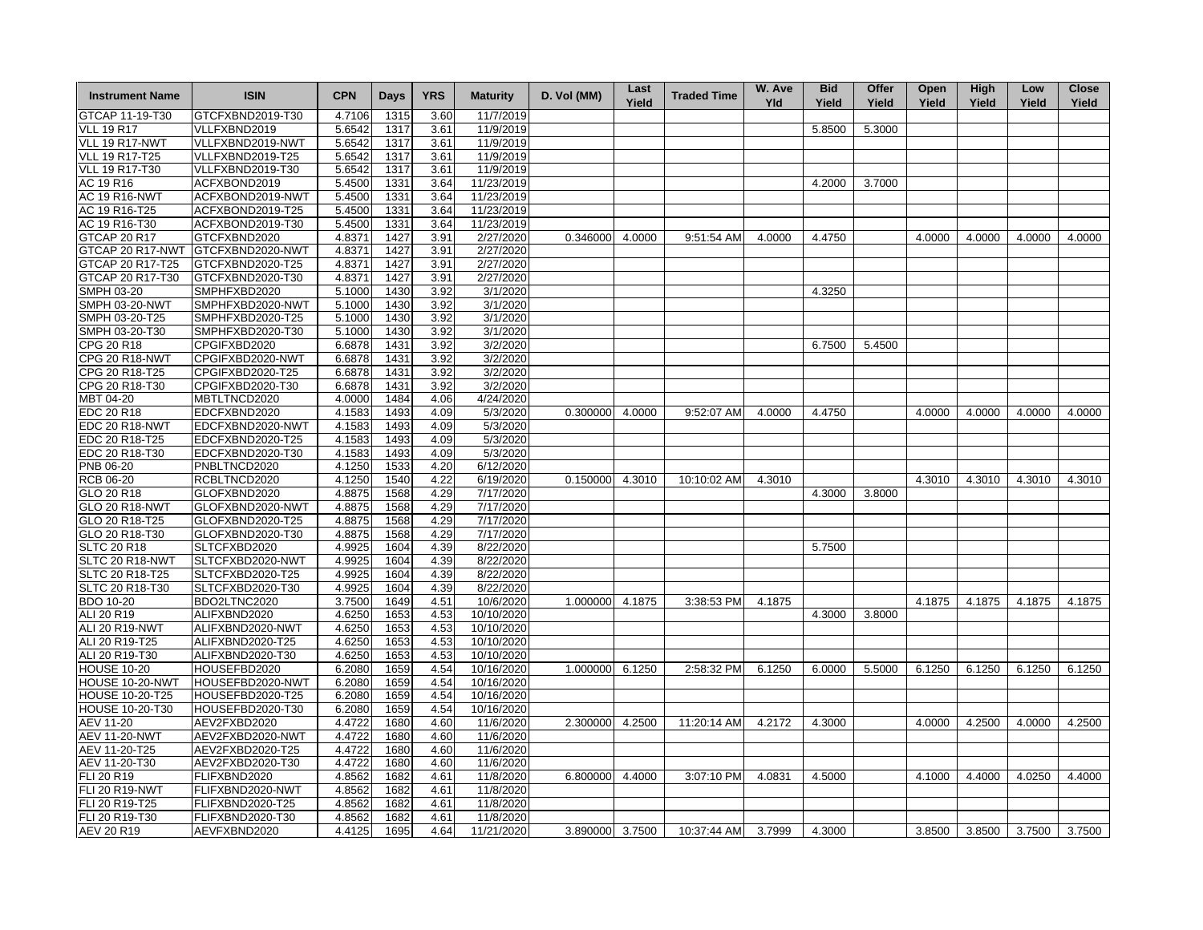| Instrument Name | ISIN | CPN | Days | YRS | Maturity | D. Vol (MM) | Last Yield | Traded Time | W. Ave Yld | Bid Yield | Offer Yield | Open Yield | High Yield | Low Yield | Close Yield |
|---|---|---|---|---|---|---|---|---|---|---|---|---|---|---|---|
| GTCAP 11-19-T30 | GTCFXBND2019-T30 | 4.7106 | 1315 | 3.60 | 11/7/2019 | | | | | | | | | | |
| VLL 19 R17 | VLLFXBND2019 | 5.6542 | 1317 | 3.61 | 11/9/2019 | | | | | 5.8500 | 5.3000 | | | | |
| VLL 19 R17-NWT | VLLFXBND2019-NWT | 5.6542 | 1317 | 3.61 | 11/9/2019 | | | | | | | | | | |
| VLL 19 R17-T25 | VLLFXBND2019-T25 | 5.6542 | 1317 | 3.61 | 11/9/2019 | | | | | | | | | | |
| VLL 19 R17-T30 | VLLFXBND2019-T30 | 5.6542 | 1317 | 3.61 | 11/9/2019 | | | | | | | | | | |
| AC 19 R16 | ACFXBOND2019 | 5.4500 | 1331 | 3.64 | 11/23/2019 | | | | | 4.2000 | 3.7000 | | | | |
| AC 19 R16-NWT | ACFXBOND2019-NWT | 5.4500 | 1331 | 3.64 | 11/23/2019 | | | | | | | | | | |
| AC 19 R16-T25 | ACFXBOND2019-T25 | 5.4500 | 1331 | 3.64 | 11/23/2019 | | | | | | | | | | |
| AC 19 R16-T30 | ACFXBOND2019-T30 | 5.4500 | 1331 | 3.64 | 11/23/2019 | | | | | | | | | | |
| GTCAP 20 R17 | GTCFXBND2020 | 4.8371 | 1427 | 3.91 | 2/27/2020 | 0.346000 | 4.0000 | 9:51:54 AM | 4.0000 | 4.4750 | | 4.0000 | 4.0000 | 4.0000 | 4.0000 |
| GTCAP 20 R17-NWT | GTCFXBND2020-NWT | 4.8371 | 1427 | 3.91 | 2/27/2020 | | | | | | | | | | |
| GTCAP 20 R17-T25 | GTCFXBND2020-T25 | 4.8371 | 1427 | 3.91 | 2/27/2020 | | | | | | | | | | |
| GTCAP 20 R17-T30 | GTCFXBND2020-T30 | 4.8371 | 1427 | 3.91 | 2/27/2020 | | | | | | | | | | |
| SMPH 03-20 | SMPHFXBD2020 | 5.1000 | 1430 | 3.92 | 3/1/2020 | | | | | 4.3250 | | | | | |
| SMPH 03-20-NWT | SMPHFXBD2020-NWT | 5.1000 | 1430 | 3.92 | 3/1/2020 | | | | | | | | | | |
| SMPH 03-20-T25 | SMPHFXBD2020-T25 | 5.1000 | 1430 | 3.92 | 3/1/2020 | | | | | | | | | | |
| SMPH 03-20-T30 | SMPHFXBD2020-T30 | 5.1000 | 1430 | 3.92 | 3/1/2020 | | | | | | | | | | |
| CPG 20 R18 | CPGIFXBD2020 | 6.6878 | 1431 | 3.92 | 3/2/2020 | | | | | 6.7500 | 5.4500 | | | | |
| CPG 20 R18-NWT | CPGIFXBD2020-NWT | 6.6878 | 1431 | 3.92 | 3/2/2020 | | | | | | | | | | |
| CPG 20 R18-T25 | CPGIFXBD2020-T25 | 6.6878 | 1431 | 3.92 | 3/2/2020 | | | | | | | | | | |
| CPG 20 R18-T30 | CPGIFXBD2020-T30 | 6.6878 | 1431 | 3.92 | 3/2/2020 | | | | | | | | | | |
| MBT 04-20 | MBTLTNCD2020 | 4.0000 | 1484 | 4.06 | 4/24/2020 | | | | | | | | | | |
| EDC 20 R18 | EDCFXBND2020 | 4.1583 | 1493 | 4.09 | 5/3/2020 | 0.300000 | 4.0000 | 9:52:07 AM | 4.0000 | 4.4750 | | 4.0000 | 4.0000 | 4.0000 | 4.0000 |
| EDC 20 R18-NWT | EDCFXBND2020-NWT | 4.1583 | 1493 | 4.09 | 5/3/2020 | | | | | | | | | | |
| EDC 20 R18-T25 | EDCFXBND2020-T25 | 4.1583 | 1493 | 4.09 | 5/3/2020 | | | | | | | | | | |
| EDC 20 R18-T30 | EDCFXBND2020-T30 | 4.1583 | 1493 | 4.09 | 5/3/2020 | | | | | | | | | | |
| PNB 06-20 | PNBLTNCD2020 | 4.1250 | 1533 | 4.20 | 6/12/2020 | | | | | | | | | | |
| RCB 06-20 | RCBLTNCD2020 | 4.1250 | 1540 | 4.22 | 6/19/2020 | 0.150000 | 4.3010 | 10:10:02 AM | 4.3010 | | | 4.3010 | 4.3010 | 4.3010 | 4.3010 |
| GLO 20 R18 | GLOFXBND2020 | 4.8875 | 1568 | 4.29 | 7/17/2020 | | | | | 4.3000 | 3.8000 | | | | |
| GLO 20 R18-NWT | GLOFXBND2020-NWT | 4.8875 | 1568 | 4.29 | 7/17/2020 | | | | | | | | | | |
| GLO 20 R18-T25 | GLOFXBND2020-T25 | 4.8875 | 1568 | 4.29 | 7/17/2020 | | | | | | | | | | |
| GLO 20 R18-T30 | GLOFXBND2020-T30 | 4.8875 | 1568 | 4.29 | 7/17/2020 | | | | | | | | | | |
| SLTC 20 R18 | SLTCFXBD2020 | 4.9925 | 1604 | 4.39 | 8/22/2020 | | | | | 5.7500 | | | | | |
| SLTC 20 R18-NWT | SLTCFXBD2020-NWT | 4.9925 | 1604 | 4.39 | 8/22/2020 | | | | | | | | | | |
| SLTC 20 R18-T25 | SLTCFXBD2020-T25 | 4.9925 | 1604 | 4.39 | 8/22/2020 | | | | | | | | | | |
| SLTC 20 R18-T30 | SLTCFXBD2020-T30 | 4.9925 | 1604 | 4.39 | 8/22/2020 | | | | | | | | | | |
| BDO 10-20 | BDO2LTNC2020 | 3.7500 | 1649 | 4.51 | 10/6/2020 | 1.000000 | 4.1875 | 3:38:53 PM | 4.1875 | | | 4.1875 | 4.1875 | 4.1875 | 4.1875 |
| ALI 20 R19 | ALIFXBND2020 | 4.6250 | 1653 | 4.53 | 10/10/2020 | | | | | 4.3000 | 3.8000 | | | | |
| ALI 20 R19-NWT | ALIFXBND2020-NWT | 4.6250 | 1653 | 4.53 | 10/10/2020 | | | | | | | | | | |
| ALI 20 R19-T25 | ALIFXBND2020-T25 | 4.6250 | 1653 | 4.53 | 10/10/2020 | | | | | | | | | | |
| ALI 20 R19-T30 | ALIFXBND2020-T30 | 4.6250 | 1653 | 4.53 | 10/10/2020 | | | | | | | | | | |
| HOUSE 10-20 | HOUSEFBD2020 | 6.2080 | 1659 | 4.54 | 10/16/2020 | 1.000000 | 6.1250 | 2:58:32 PM | 6.1250 | 6.0000 | 5.5000 | 6.1250 | 6.1250 | 6.1250 | 6.1250 |
| HOUSE 10-20-NWT | HOUSEFBD2020-NWT | 6.2080 | 1659 | 4.54 | 10/16/2020 | | | | | | | | | | |
| HOUSE 10-20-T25 | HOUSEFBD2020-T25 | 6.2080 | 1659 | 4.54 | 10/16/2020 | | | | | | | | | | |
| HOUSE 10-20-T30 | HOUSEFBD2020-T30 | 6.2080 | 1659 | 4.54 | 10/16/2020 | | | | | | | | | | |
| AEV 11-20 | AEV2FXBD2020 | 4.4722 | 1680 | 4.60 | 11/6/2020 | 2.300000 | 4.2500 | 11:20:14 AM | 4.2172 | 4.3000 | | 4.0000 | 4.2500 | 4.0000 | 4.2500 |
| AEV 11-20-NWT | AEV2FXBD2020-NWT | 4.4722 | 1680 | 4.60 | 11/6/2020 | | | | | | | | | | |
| AEV 11-20-T25 | AEV2FXBD2020-T25 | 4.4722 | 1680 | 4.60 | 11/6/2020 | | | | | | | | | | |
| AEV 11-20-T30 | AEV2FXBD2020-T30 | 4.4722 | 1680 | 4.60 | 11/6/2020 | | | | | | | | | | |
| FLI 20 R19 | FLIFXBND2020 | 4.8562 | 1682 | 4.61 | 11/8/2020 | 6.800000 | 4.4000 | 3:07:10 PM | 4.0831 | 4.5000 | | 4.1000 | 4.4000 | 4.0250 | 4.4000 |
| FLI 20 R19-NWT | FLIFXBND2020-NWT | 4.8562 | 1682 | 4.61 | 11/8/2020 | | | | | | | | | | |
| FLI 20 R19-T25 | FLIFXBND2020-T25 | 4.8562 | 1682 | 4.61 | 11/8/2020 | | | | | | | | | | |
| FLI 20 R19-T30 | FLIFXBND2020-T30 | 4.8562 | 1682 | 4.61 | 11/8/2020 | | | | | | | | | | |
| AEV 20 R19 | AEVFXBND2020 | 4.4125 | 1695 | 4.64 | 11/21/2020 | 3.890000 | 3.7500 | 10:37:44 AM | 3.7999 | 4.3000 | | 3.8500 | 3.8500 | 3.7500 | 3.7500 |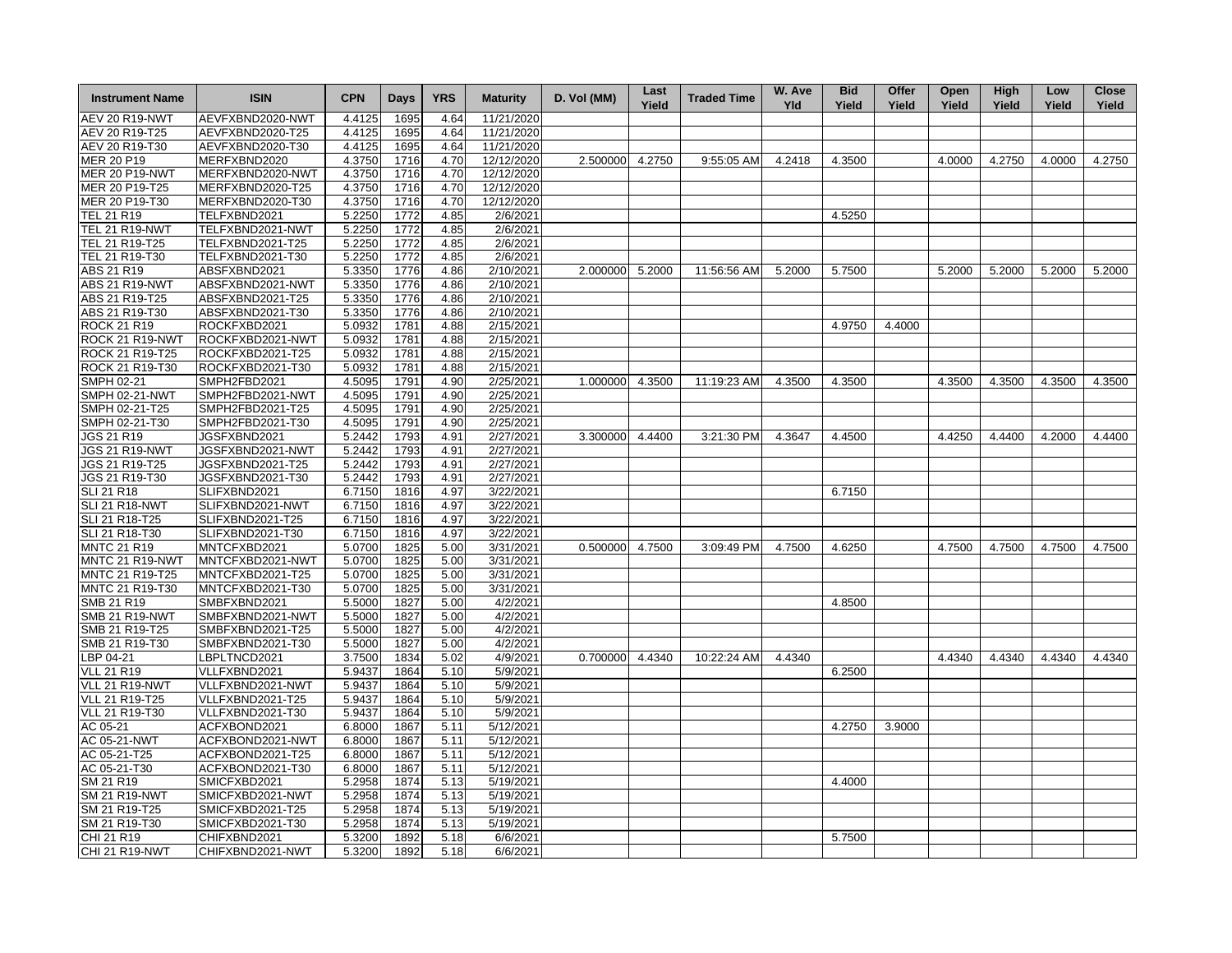| Instrument Name | ISIN | CPN | Days | YRS | Maturity | D. Vol (MM) | Last Yield | Traded Time | W. Ave Yld | Bid Yield | Offer Yield | Open Yield | High Yield | Low Yield | Close Yield |
|---|---|---|---|---|---|---|---|---|---|---|---|---|---|---|---|
| AEV 20 R19-NWT | AEVFXBND2020-NWT | 4.4125 | 1695 | 4.64 | 11/21/2020 | | | | | | | | | | |
| AEV 20 R19-T25 | AEVFXBND2020-T25 | 4.4125 | 1695 | 4.64 | 11/21/2020 | | | | | | | | | | |
| AEV 20 R19-T30 | AEVFXBND2020-T30 | 4.4125 | 1695 | 4.64 | 11/21/2020 | | | | | | | | | | |
| MER 20 P19 | MERFXBND2020 | 4.3750 | 1716 | 4.70 | 12/12/2020 | 2.500000 | 4.2750 | 9:55:05 AM | 4.2418 | 4.3500 | | 4.0000 | 4.2750 | 4.0000 | 4.2750 |
| MER 20 P19-NWT | MERFXBND2020-NWT | 4.3750 | 1716 | 4.70 | 12/12/2020 | | | | | | | | | | |
| MER 20 P19-T25 | MERFXBND2020-T25 | 4.3750 | 1716 | 4.70 | 12/12/2020 | | | | | | | | | | |
| MER 20 P19-T30 | MERFXBND2020-T30 | 4.3750 | 1716 | 4.70 | 12/12/2020 | | | | | | | | | | |
| TEL 21 R19 | TELFXBND2021 | 5.2250 | 1772 | 4.85 | 2/6/2021 | | | | | 4.5250 | | | | | |
| TEL 21 R19-NWT | TELFXBND2021-NWT | 5.2250 | 1772 | 4.85 | 2/6/2021 | | | | | | | | | | |
| TEL 21 R19-T25 | TELFXBND2021-T25 | 5.2250 | 1772 | 4.85 | 2/6/2021 | | | | | | | | | | |
| TEL 21 R19-T30 | TELFXBND2021-T30 | 5.2250 | 1772 | 4.85 | 2/6/2021 | | | | | | | | | | |
| ABS 21 R19 | ABSFXBND2021 | 5.3350 | 1776 | 4.86 | 2/10/2021 | 2.000000 | 5.2000 | 11:56:56 AM | 5.2000 | 5.7500 | | 5.2000 | 5.2000 | 5.2000 | 5.2000 |
| ABS 21 R19-NWT | ABSFXBND2021-NWT | 5.3350 | 1776 | 4.86 | 2/10/2021 | | | | | | | | | | |
| ABS 21 R19-T25 | ABSFXBND2021-T25 | 5.3350 | 1776 | 4.86 | 2/10/2021 | | | | | | | | | | |
| ABS 21 R19-T30 | ABSFXBND2021-T30 | 5.3350 | 1776 | 4.86 | 2/10/2021 | | | | | | | | | | |
| ROCK 21 R19 | ROCKFXBD2021 | 5.0932 | 1781 | 4.88 | 2/15/2021 | | | | | 4.9750 | 4.4000 | | | | |
| ROCK 21 R19-NWT | ROCKFXBD2021-NWT | 5.0932 | 1781 | 4.88 | 2/15/2021 | | | | | | | | | | |
| ROCK 21 R19-T25 | ROCKFXBD2021-T25 | 5.0932 | 1781 | 4.88 | 2/15/2021 | | | | | | | | | | |
| ROCK 21 R19-T30 | ROCKFXBD2021-T30 | 5.0932 | 1781 | 4.88 | 2/15/2021 | | | | | | | | | | |
| SMPH 02-21 | SMPH2FBD2021 | 4.5095 | 1791 | 4.90 | 2/25/2021 | 1.000000 | 4.3500 | 11:19:23 AM | 4.3500 | 4.3500 | | 4.3500 | 4.3500 | 4.3500 | 4.3500 |
| SMPH 02-21-NWT | SMPH2FBD2021-NWT | 4.5095 | 1791 | 4.90 | 2/25/2021 | | | | | | | | | | |
| SMPH 02-21-T25 | SMPH2FBD2021-T25 | 4.5095 | 1791 | 4.90 | 2/25/2021 | | | | | | | | | | |
| SMPH 02-21-T30 | SMPH2FBD2021-T30 | 4.5095 | 1791 | 4.90 | 2/25/2021 | | | | | | | | | | |
| JGS 21 R19 | JGSFXBND2021 | 5.2442 | 1793 | 4.91 | 2/27/2021 | 3.300000 | 4.4400 | 3:21:30 PM | 4.3647 | 4.4500 | | 4.4250 | 4.4400 | 4.2000 | 4.4400 |
| JGS 21 R19-NWT | JGSFXBND2021-NWT | 5.2442 | 1793 | 4.91 | 2/27/2021 | | | | | | | | | | |
| JGS 21 R19-T25 | JGSFXBND2021-T25 | 5.2442 | 1793 | 4.91 | 2/27/2021 | | | | | | | | | | |
| JGS 21 R19-T30 | JGSFXBND2021-T30 | 5.2442 | 1793 | 4.91 | 2/27/2021 | | | | | | | | | | |
| SLI 21 R18 | SLIFXBND2021 | 6.7150 | 1816 | 4.97 | 3/22/2021 | | | | | 6.7150 | | | | | |
| SLI 21 R18-NWT | SLIFXBND2021-NWT | 6.7150 | 1816 | 4.97 | 3/22/2021 | | | | | | | | | | |
| SLI 21 R18-T25 | SLIFXBND2021-T25 | 6.7150 | 1816 | 4.97 | 3/22/2021 | | | | | | | | | | |
| SLI 21 R18-T30 | SLIFXBND2021-T30 | 6.7150 | 1816 | 4.97 | 3/22/2021 | | | | | | | | | | |
| MNTC 21 R19 | MNTCFXBD2021 | 5.0700 | 1825 | 5.00 | 3/31/2021 | 0.500000 | 4.7500 | 3:09:49 PM | 4.7500 | 4.6250 | | 4.7500 | 4.7500 | 4.7500 | 4.7500 |
| MNTC 21 R19-NWT | MNTCFXBD2021-NWT | 5.0700 | 1825 | 5.00 | 3/31/2021 | | | | | | | | | | |
| MNTC 21 R19-T25 | MNTCFXBD2021-T25 | 5.0700 | 1825 | 5.00 | 3/31/2021 | | | | | | | | | | |
| MNTC 21 R19-T30 | MNTCFXBD2021-T30 | 5.0700 | 1825 | 5.00 | 3/31/2021 | | | | | | | | | | |
| SMB 21 R19 | SMBFXBND2021 | 5.5000 | 1827 | 5.00 | 4/2/2021 | | | | | 4.8500 | | | | | |
| SMB 21 R19-NWT | SMBFXBND2021-NWT | 5.5000 | 1827 | 5.00 | 4/2/2021 | | | | | | | | | | |
| SMB 21 R19-T25 | SMBFXBND2021-T25 | 5.5000 | 1827 | 5.00 | 4/2/2021 | | | | | | | | | | |
| SMB 21 R19-T30 | SMBFXBND2021-T30 | 5.5000 | 1827 | 5.00 | 4/2/2021 | | | | | | | | | | |
| LBP 04-21 | LBPLTNCD2021 | 3.7500 | 1834 | 5.02 | 4/9/2021 | 0.700000 | 4.4340 | 10:22:24 AM | 4.4340 | | | 4.4340 | 4.4340 | 4.4340 | 4.4340 |
| VLL 21 R19 | VLLFXBND2021 | 5.9437 | 1864 | 5.10 | 5/9/2021 | | | | | 6.2500 | | | | | |
| VLL 21 R19-NWT | VLLFXBND2021-NWT | 5.9437 | 1864 | 5.10 | 5/9/2021 | | | | | | | | | | |
| VLL 21 R19-T25 | VLLFXBND2021-T25 | 5.9437 | 1864 | 5.10 | 5/9/2021 | | | | | | | | | | |
| VLL 21 R19-T30 | VLLFXBND2021-T30 | 5.9437 | 1864 | 5.10 | 5/9/2021 | | | | | | | | | | |
| AC 05-21 | ACFXBOND2021 | 6.8000 | 1867 | 5.11 | 5/12/2021 | | | | | 4.2750 | 3.9000 | | | | |
| AC 05-21-NWT | ACFXBOND2021-NWT | 6.8000 | 1867 | 5.11 | 5/12/2021 | | | | | | | | | | |
| AC 05-21-T25 | ACFXBOND2021-T25 | 6.8000 | 1867 | 5.11 | 5/12/2021 | | | | | | | | | | |
| AC 05-21-T30 | ACFXBOND2021-T30 | 6.8000 | 1867 | 5.11 | 5/12/2021 | | | | | | | | | | |
| SM 21 R19 | SMICFXBD2021 | 5.2958 | 1874 | 5.13 | 5/19/2021 | | | | | 4.4000 | | | | | |
| SM 21 R19-NWT | SMICFXBD2021-NWT | 5.2958 | 1874 | 5.13 | 5/19/2021 | | | | | | | | | | |
| SM 21 R19-T25 | SMICFXBD2021-T25 | 5.2958 | 1874 | 5.13 | 5/19/2021 | | | | | | | | | | |
| SM 21 R19-T30 | SMICFXBD2021-T30 | 5.2958 | 1874 | 5.13 | 5/19/2021 | | | | | | | | | | |
| CHI 21 R19 | CHIFXBND2021 | 5.3200 | 1892 | 5.18 | 6/6/2021 | | | | | 5.7500 | | | | | |
| CHI 21 R19-NWT | CHIFXBND2021-NWT | 5.3200 | 1892 | 5.18 | 6/6/2021 | | | | | | | | | | |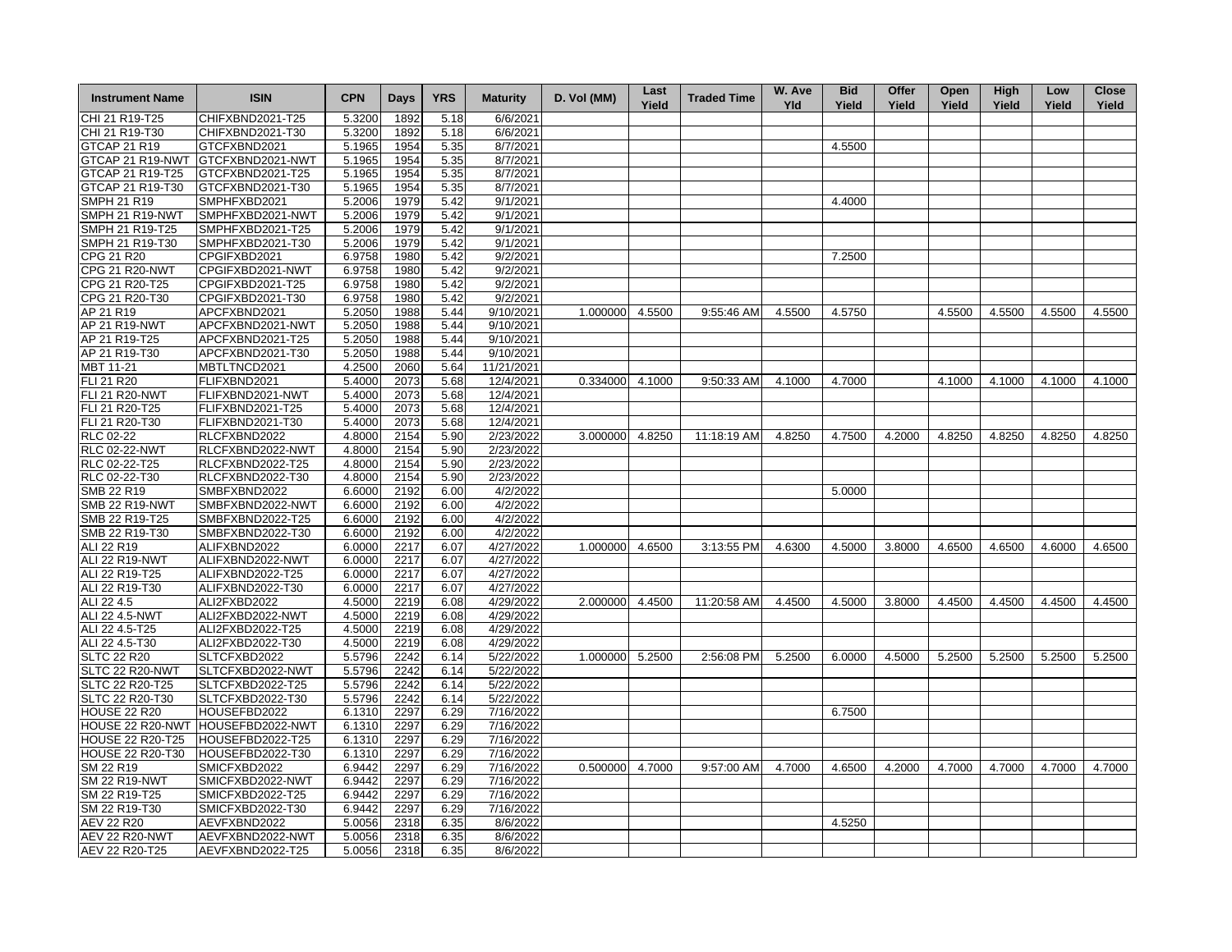| Instrument Name | ISIN | CPN | Days | YRS | Maturity | D. Vol (MM) | Last Yield | Traded Time | W. Ave Yld | Bid Yield | Offer Yield | Open Yield | High Yield | Low Yield | Close Yield |
|---|---|---|---|---|---|---|---|---|---|---|---|---|---|---|---|
| CHI 21 R19-T25 | CHIFXBND2021-T25 | 5.3200 | 1892 | 5.18 | 6/6/2021 | | | | | | | | | | |
| CHI 21 R19-T30 | CHIFXBND2021-T30 | 5.3200 | 1892 | 5.18 | 6/6/2021 | | | | | | | | | | |
| GTCAP 21 R19 | GTCFXBND2021 | 5.1965 | 1954 | 5.35 | 8/7/2021 | | | | | 4.5500 | | | | | |
| GTCAP 21 R19-NWT | GTCFXBND2021-NWT | 5.1965 | 1954 | 5.35 | 8/7/2021 | | | | | | | | | | |
| GTCAP 21 R19-T25 | GTCFXBND2021-T25 | 5.1965 | 1954 | 5.35 | 8/7/2021 | | | | | | | | | | |
| GTCAP 21 R19-T30 | GTCFXBND2021-T30 | 5.1965 | 1954 | 5.35 | 8/7/2021 | | | | | | | | | | |
| SMPH 21 R19 | SMPHFXBD2021 | 5.2006 | 1979 | 5.42 | 9/1/2021 | | | | | 4.4000 | | | | | |
| SMPH 21 R19-NWT | SMPHFXBD2021-NWT | 5.2006 | 1979 | 5.42 | 9/1/2021 | | | | | | | | | | |
| SMPH 21 R19-T25 | SMPHFXBD2021-T25 | 5.2006 | 1979 | 5.42 | 9/1/2021 | | | | | | | | | | |
| SMPH 21 R19-T30 | SMPHFXBD2021-T30 | 5.2006 | 1979 | 5.42 | 9/1/2021 | | | | | | | | | | |
| CPG 21 R20 | CPGIFXBD2021 | 6.9758 | 1980 | 5.42 | 9/2/2021 | | | | | 7.2500 | | | | | |
| CPG 21 R20-NWT | CPGIFXBD2021-NWT | 6.9758 | 1980 | 5.42 | 9/2/2021 | | | | | | | | | | |
| CPG 21 R20-T25 | CPGIFXBD2021-T25 | 6.9758 | 1980 | 5.42 | 9/2/2021 | | | | | | | | | | |
| CPG 21 R20-T30 | CPGIFXBD2021-T30 | 6.9758 | 1980 | 5.42 | 9/2/2021 | | | | | | | | | | |
| AP 21 R19 | APCFXBND2021 | 5.2050 | 1988 | 5.44 | 9/10/2021 | 1.000000 | 4.5500 | 9:55:46 AM | 4.5500 | 4.5750 | | 4.5500 | 4.5500 | 4.5500 | 4.5500 |
| AP 21 R19-NWT | APCFXBND2021-NWT | 5.2050 | 1988 | 5.44 | 9/10/2021 | | | | | | | | | | |
| AP 21 R19-T25 | APCFXBND2021-T25 | 5.2050 | 1988 | 5.44 | 9/10/2021 | | | | | | | | | | |
| AP 21 R19-T30 | APCFXBND2021-T30 | 5.2050 | 1988 | 5.44 | 9/10/2021 | | | | | | | | | | |
| MBT 11-21 | MBTLTNCD2021 | 4.2500 | 2060 | 5.64 | 11/21/2021 | | | | | | | | | | |
| FLI 21 R20 | FLIFXBND2021 | 5.4000 | 2073 | 5.68 | 12/4/2021 | 0.334000 | 4.1000 | 9:50:33 AM | 4.1000 | 4.7000 | | 4.1000 | 4.1000 | 4.1000 | 4.1000 |
| FLI 21 R20-NWT | FLIFXBND2021-NWT | 5.4000 | 2073 | 5.68 | 12/4/2021 | | | | | | | | | | |
| FLI 21 R20-T25 | FLIFXBND2021-T25 | 5.4000 | 2073 | 5.68 | 12/4/2021 | | | | | | | | | | |
| FLI 21 R20-T30 | FLIFXBND2021-T30 | 5.4000 | 2073 | 5.68 | 12/4/2021 | | | | | | | | | | |
| RLC 02-22 | RLCFXBND2022 | 4.8000 | 2154 | 5.90 | 2/23/2022 | 3.000000 | 4.8250 | 11:18:19 AM | 4.8250 | 4.7500 | 4.2000 | 4.8250 | 4.8250 | 4.8250 | 4.8250 |
| RLC 02-22-NWT | RLCFXBND2022-NWT | 4.8000 | 2154 | 5.90 | 2/23/2022 | | | | | | | | | | |
| RLC 02-22-T25 | RLCFXBND2022-T25 | 4.8000 | 2154 | 5.90 | 2/23/2022 | | | | | | | | | | |
| RLC 02-22-T30 | RLCFXBND2022-T30 | 4.8000 | 2154 | 5.90 | 2/23/2022 | | | | | | | | | | |
| SMB 22 R19 | SMBFXBND2022 | 6.6000 | 2192 | 6.00 | 4/2/2022 | | | | | 5.0000 | | | | | |
| SMB 22 R19-NWT | SMBFXBND2022-NWT | 6.6000 | 2192 | 6.00 | 4/2/2022 | | | | | | | | | | |
| SMB 22 R19-T25 | SMBFXBND2022-T25 | 6.6000 | 2192 | 6.00 | 4/2/2022 | | | | | | | | | | |
| SMB 22 R19-T30 | SMBFXBND2022-T30 | 6.6000 | 2192 | 6.00 | 4/2/2022 | | | | | | | | | | |
| ALI 22 R19 | ALIFXBND2022 | 6.0000 | 2217 | 6.07 | 4/27/2022 | 1.000000 | 4.6500 | 3:13:55 PM | 4.6300 | 4.5000 | 3.8000 | 4.6500 | 4.6500 | 4.6000 | 4.6500 |
| ALI 22 R19-NWT | ALIFXBND2022-NWT | 6.0000 | 2217 | 6.07 | 4/27/2022 | | | | | | | | | | |
| ALI 22 R19-T25 | ALIFXBND2022-T25 | 6.0000 | 2217 | 6.07 | 4/27/2022 | | | | | | | | | | |
| ALI 22 R19-T30 | ALIFXBND2022-T30 | 6.0000 | 2217 | 6.07 | 4/27/2022 | | | | | | | | | | |
| ALI 22 4.5 | ALI2FXBD2022 | 4.5000 | 2219 | 6.08 | 4/29/2022 | 2.000000 | 4.4500 | 11:20:58 AM | 4.4500 | 4.5000 | 3.8000 | 4.4500 | 4.4500 | 4.4500 | 4.4500 |
| ALI 22 4.5-NWT | ALI2FXBD2022-NWT | 4.5000 | 2219 | 6.08 | 4/29/2022 | | | | | | | | | | |
| ALI 22 4.5-T25 | ALI2FXBD2022-T25 | 4.5000 | 2219 | 6.08 | 4/29/2022 | | | | | | | | | | |
| ALI 22 4.5-T30 | ALI2FXBD2022-T30 | 4.5000 | 2219 | 6.08 | 4/29/2022 | | | | | | | | | | |
| SLTC 22 R20 | SLTCFXBD2022 | 5.5796 | 2242 | 6.14 | 5/22/2022 | 1.000000 | 5.2500 | 2:56:08 PM | 5.2500 | 6.0000 | 4.5000 | 5.2500 | 5.2500 | 5.2500 | 5.2500 |
| SLTC 22 R20-NWT | SLTCFXBD2022-NWT | 5.5796 | 2242 | 6.14 | 5/22/2022 | | | | | | | | | | |
| SLTC 22 R20-T25 | SLTCFXBD2022-T25 | 5.5796 | 2242 | 6.14 | 5/22/2022 | | | | | | | | | | |
| SLTC 22 R20-T30 | SLTCFXBD2022-T30 | 5.5796 | 2242 | 6.14 | 5/22/2022 | | | | | | | | | | |
| HOUSE 22 R20 | HOUSEFBD2022 | 6.1310 | 2297 | 6.29 | 7/16/2022 | | | | | 6.7500 | | | | | |
| HOUSE 22 R20-NWT | HOUSEFBD2022-NWT | 6.1310 | 2297 | 6.29 | 7/16/2022 | | | | | | | | | | |
| HOUSE 22 R20-T25 | HOUSEFBD2022-T25 | 6.1310 | 2297 | 6.29 | 7/16/2022 | | | | | | | | | | |
| HOUSE 22 R20-T30 | HOUSEFBD2022-T30 | 6.1310 | 2297 | 6.29 | 7/16/2022 | | | | | | | | | | |
| SM 22 R19 | SMICFXBD2022 | 6.9442 | 2297 | 6.29 | 7/16/2022 | 0.500000 | 4.7000 | 9:57:00 AM | 4.7000 | 4.6500 | 4.2000 | 4.7000 | 4.7000 | 4.7000 | 4.7000 |
| SM 22 R19-NWT | SMICFXBD2022-NWT | 6.9442 | 2297 | 6.29 | 7/16/2022 | | | | | | | | | | |
| SM 22 R19-T25 | SMICFXBD2022-T25 | 6.9442 | 2297 | 6.29 | 7/16/2022 | | | | | | | | | | |
| SM 22 R19-T30 | SMICFXBD2022-T30 | 6.9442 | 2297 | 6.29 | 7/16/2022 | | | | | | | | | | |
| AEV 22 R20 | AEVFXBND2022 | 5.0056 | 2318 | 6.35 | 8/6/2022 | | | | | 4.5250 | | | | | |
| AEV 22 R20-NWT | AEVFXBND2022-NWT | 5.0056 | 2318 | 6.35 | 8/6/2022 | | | | | | | | | | |
| AEV 22 R20-T25 | AEVFXBND2022-T25 | 5.0056 | 2318 | 6.35 | 8/6/2022 | | | | | | | | | | |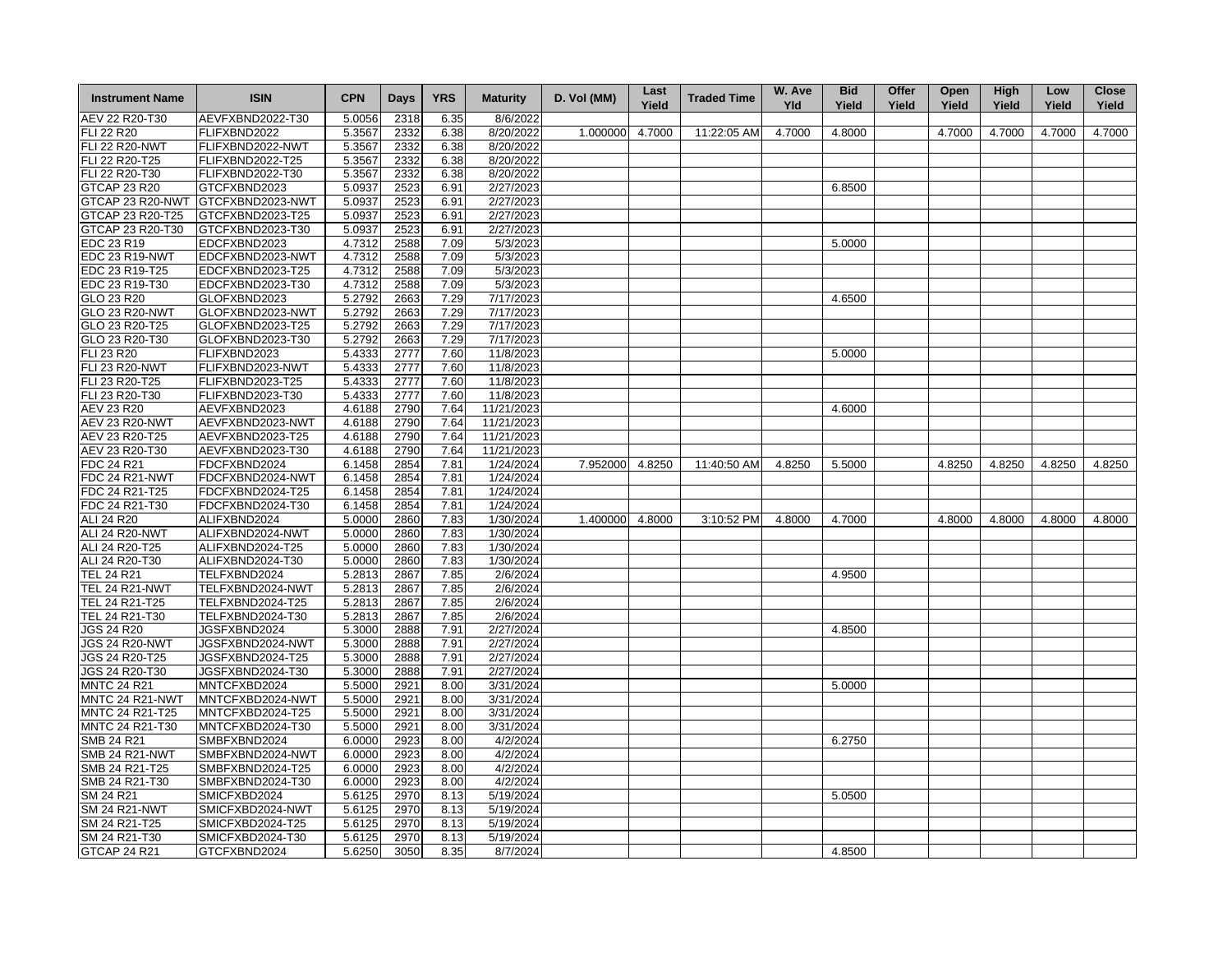| Instrument Name | ISIN | CPN | Days | YRS | Maturity | D. Vol (MM) | Last Yield | Traded Time | W. Ave Yld | Bid Yield | Offer Yield | Open Yield | High Yield | Low Yield | Close Yield |
|---|---|---|---|---|---|---|---|---|---|---|---|---|---|---|---|
| AEV 22 R20-T30 | AEVFXBND2022-T30 | 5.0056 | 2318 | 6.35 | 8/6/2022 | | | | | | | | | | |
| FLI 22 R20 | FLIFXBND2022 | 5.3567 | 2332 | 6.38 | 8/20/2022 | 1.000000 | 4.7000 | 11:22:05 AM | 4.7000 | 4.8000 | | 4.7000 | 4.7000 | 4.7000 | 4.7000 |
| FLI 22 R20-NWT | FLIFXBND2022-NWT | 5.3567 | 2332 | 6.38 | 8/20/2022 | | | | | | | | | | |
| FLI 22 R20-T25 | FLIFXBND2022-T25 | 5.3567 | 2332 | 6.38 | 8/20/2022 | | | | | | | | | | |
| FLI 22 R20-T30 | FLIFXBND2022-T30 | 5.3567 | 2332 | 6.38 | 8/20/2022 | | | | | | | | | | |
| GTCAP 23 R20 | GTCFXBND2023 | 5.0937 | 2523 | 6.91 | 2/27/2023 | | | | | 6.8500 | | | | | |
| GTCAP 23 R20-NWT | GTCFXBND2023-NWT | 5.0937 | 2523 | 6.91 | 2/27/2023 | | | | | | | | | | |
| GTCAP 23 R20-T25 | GTCFXBND2023-T25 | 5.0937 | 2523 | 6.91 | 2/27/2023 | | | | | | | | | | |
| GTCAP 23 R20-T30 | GTCFXBND2023-T30 | 5.0937 | 2523 | 6.91 | 2/27/2023 | | | | | | | | | | |
| EDC 23 R19 | EDCFXBND2023 | 4.7312 | 2588 | 7.09 | 5/3/2023 | | | | | 5.0000 | | | | | |
| EDC 23 R19-NWT | EDCFXBND2023-NWT | 4.7312 | 2588 | 7.09 | 5/3/2023 | | | | | | | | | | |
| EDC 23 R19-T25 | EDCFXBND2023-T25 | 4.7312 | 2588 | 7.09 | 5/3/2023 | | | | | | | | | | |
| EDC 23 R19-T30 | EDCFXBND2023-T30 | 4.7312 | 2588 | 7.09 | 5/3/2023 | | | | | | | | | | |
| GLO 23 R20 | GLOFXBND2023 | 5.2792 | 2663 | 7.29 | 7/17/2023 | | | | | 4.6500 | | | | | |
| GLO 23 R20-NWT | GLOFXBND2023-NWT | 5.2792 | 2663 | 7.29 | 7/17/2023 | | | | | | | | | | |
| GLO 23 R20-T25 | GLOFXBND2023-T25 | 5.2792 | 2663 | 7.29 | 7/17/2023 | | | | | | | | | | |
| GLO 23 R20-T30 | GLOFXBND2023-T30 | 5.2792 | 2663 | 7.29 | 7/17/2023 | | | | | | | | | | |
| FLI 23 R20 | FLIFXBND2023 | 5.4333 | 2777 | 7.60 | 11/8/2023 | | | | | 5.0000 | | | | | |
| FLI 23 R20-NWT | FLIFXBND2023-NWT | 5.4333 | 2777 | 7.60 | 11/8/2023 | | | | | | | | | | |
| FLI 23 R20-T25 | FLIFXBND2023-T25 | 5.4333 | 2777 | 7.60 | 11/8/2023 | | | | | | | | | | |
| FLI 23 R20-T30 | FLIFXBND2023-T30 | 5.4333 | 2777 | 7.60 | 11/8/2023 | | | | | | | | | | |
| AEV 23 R20 | AEVFXBND2023 | 4.6188 | 2790 | 7.64 | 11/21/2023 | | | | | 4.6000 | | | | | |
| AEV 23 R20-NWT | AEVFXBND2023-NWT | 4.6188 | 2790 | 7.64 | 11/21/2023 | | | | | | | | | | |
| AEV 23 R20-T25 | AEVFXBND2023-T25 | 4.6188 | 2790 | 7.64 | 11/21/2023 | | | | | | | | | | |
| AEV 23 R20-T30 | AEVFXBND2023-T30 | 4.6188 | 2790 | 7.64 | 11/21/2023 | | | | | | | | | | |
| FDC 24 R21 | FDCFXBND2024 | 6.1458 | 2854 | 7.81 | 1/24/2024 | 7.952000 | 4.8250 | 11:40:50 AM | 4.8250 | 5.5000 | | 4.8250 | 4.8250 | 4.8250 | 4.8250 |
| FDC 24 R21-NWT | FDCFXBND2024-NWT | 6.1458 | 2854 | 7.81 | 1/24/2024 | | | | | | | | | | |
| FDC 24 R21-T25 | FDCFXBND2024-T25 | 6.1458 | 2854 | 7.81 | 1/24/2024 | | | | | | | | | | |
| FDC 24 R21-T30 | FDCFXBND2024-T30 | 6.1458 | 2854 | 7.81 | 1/24/2024 | | | | | | | | | | |
| ALI 24 R20 | ALIFXBND2024 | 5.0000 | 2860 | 7.83 | 1/30/2024 | 1.400000 | 4.8000 | 3:10:52 PM | 4.8000 | 4.7000 | | 4.8000 | 4.8000 | 4.8000 | 4.8000 |
| ALI 24 R20-NWT | ALIFXBND2024-NWT | 5.0000 | 2860 | 7.83 | 1/30/2024 | | | | | | | | | | |
| ALI 24 R20-T25 | ALIFXBND2024-T25 | 5.0000 | 2860 | 7.83 | 1/30/2024 | | | | | | | | | | |
| ALI 24 R20-T30 | ALIFXBND2024-T30 | 5.0000 | 2860 | 7.83 | 1/30/2024 | | | | | | | | | | |
| TEL 24 R21 | TELFXBND2024 | 5.2813 | 2867 | 7.85 | 2/6/2024 | | | | | 4.9500 | | | | | |
| TEL 24 R21-NWT | TELFXBND2024-NWT | 5.2813 | 2867 | 7.85 | 2/6/2024 | | | | | | | | | | |
| TEL 24 R21-T25 | TELFXBND2024-T25 | 5.2813 | 2867 | 7.85 | 2/6/2024 | | | | | | | | | | |
| TEL 24 R21-T30 | TELFXBND2024-T30 | 5.2813 | 2867 | 7.85 | 2/6/2024 | | | | | | | | | | |
| JGS 24 R20 | JGSFXBND2024 | 5.3000 | 2888 | 7.91 | 2/27/2024 | | | | | 4.8500 | | | | | |
| JGS 24 R20-NWT | JGSFXBND2024-NWT | 5.3000 | 2888 | 7.91 | 2/27/2024 | | | | | | | | | | |
| JGS 24 R20-T25 | JGSFXBND2024-T25 | 5.3000 | 2888 | 7.91 | 2/27/2024 | | | | | | | | | | |
| JGS 24 R20-T30 | JGSFXBND2024-T30 | 5.3000 | 2888 | 7.91 | 2/27/2024 | | | | | | | | | | |
| MNTC 24 R21 | MNTCFXBD2024 | 5.5000 | 2921 | 8.00 | 3/31/2024 | | | | | 5.0000 | | | | | |
| MNTC 24 R21-NWT | MNTCFXBD2024-NWT | 5.5000 | 2921 | 8.00 | 3/31/2024 | | | | | | | | | | |
| MNTC 24 R21-T25 | MNTCFXBD2024-T25 | 5.5000 | 2921 | 8.00 | 3/31/2024 | | | | | | | | | | |
| MNTC 24 R21-T30 | MNTCFXBD2024-T30 | 5.5000 | 2921 | 8.00 | 3/31/2024 | | | | | | | | | | |
| SMB 24 R21 | SMBFXBND2024 | 6.0000 | 2923 | 8.00 | 4/2/2024 | | | | | 6.2750 | | | | | |
| SMB 24 R21-NWT | SMBFXBND2024-NWT | 6.0000 | 2923 | 8.00 | 4/2/2024 | | | | | | | | | | |
| SMB 24 R21-T25 | SMBFXBND2024-T25 | 6.0000 | 2923 | 8.00 | 4/2/2024 | | | | | | | | | | |
| SMB 24 R21-T30 | SMBFXBND2024-T30 | 6.0000 | 2923 | 8.00 | 4/2/2024 | | | | | | | | | | |
| SM 24 R21 | SMICFXBD2024 | 5.6125 | 2970 | 8.13 | 5/19/2024 | | | | | 5.0500 | | | | | |
| SM 24 R21-NWT | SMICFXBD2024-NWT | 5.6125 | 2970 | 8.13 | 5/19/2024 | | | | | | | | | | |
| SM 24 R21-T25 | SMICFXBD2024-T25 | 5.6125 | 2970 | 8.13 | 5/19/2024 | | | | | | | | | | |
| SM 24 R21-T30 | SMICFXBD2024-T30 | 5.6125 | 2970 | 8.13 | 5/19/2024 | | | | | | | | | | |
| GTCAP 24 R21 | GTCFXBND2024 | 5.6250 | 3050 | 8.35 | 8/7/2024 | | | | | 4.8500 | | | | | |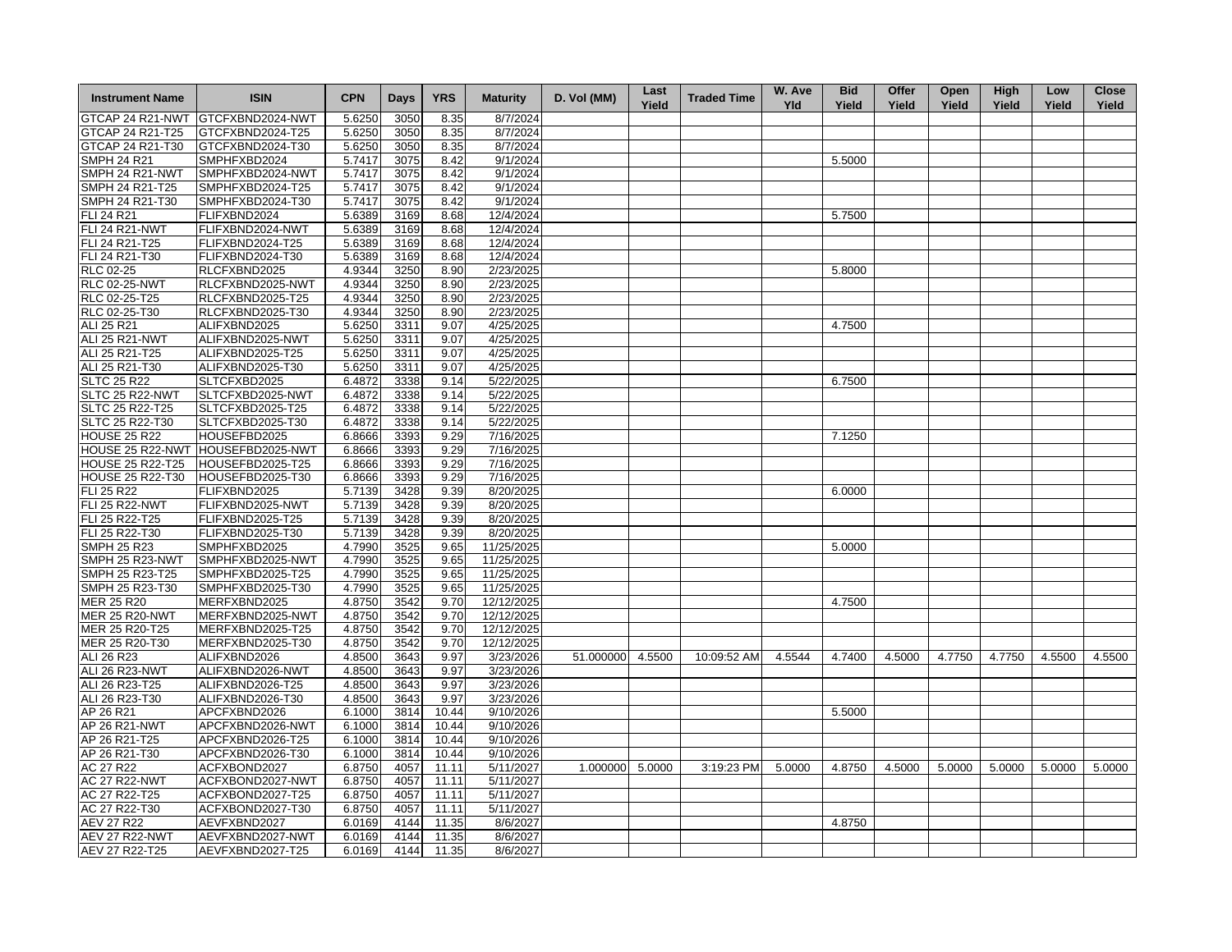| Instrument Name | ISIN | CPN | Days | YRS | Maturity | D. Vol (MM) | Last Yield | Traded Time | W. Ave Yld | Bid Yield | Offer Yield | Open Yield | High Yield | Low Yield | Close Yield |
|---|---|---|---|---|---|---|---|---|---|---|---|---|---|---|---|
| GTCAP 24 R21-NWT | GTCFXBND2024-NWT | 5.6250 | 3050 | 8.35 | 8/7/2024 | | | | | | | | | | |
| GTCAP 24 R21-T25 | GTCFXBND2024-T25 | 5.6250 | 3050 | 8.35 | 8/7/2024 | | | | | | | | | | |
| GTCAP 24 R21-T30 | GTCFXBND2024-T30 | 5.6250 | 3050 | 8.35 | 8/7/2024 | | | | | | | | | | |
| SMPH 24 R21 | SMPHFXBD2024 | 5.7417 | 3075 | 8.42 | 9/1/2024 | | | | | 5.5000 | | | | | |
| SMPH 24 R21-NWT | SMPHFXBD2024-NWT | 5.7417 | 3075 | 8.42 | 9/1/2024 | | | | | | | | | | |
| SMPH 24 R21-T25 | SMPHFXBD2024-T25 | 5.7417 | 3075 | 8.42 | 9/1/2024 | | | | | | | | | | |
| SMPH 24 R21-T30 | SMPHFXBD2024-T30 | 5.7417 | 3075 | 8.42 | 9/1/2024 | | | | | | | | | | |
| FLI 24 R21 | FLIFXBND2024 | 5.6389 | 3169 | 8.68 | 12/4/2024 | | | | | 5.7500 | | | | | |
| FLI 24 R21-NWT | FLIFXBND2024-NWT | 5.6389 | 3169 | 8.68 | 12/4/2024 | | | | | | | | | | |
| FLI 24 R21-T25 | FLIFXBND2024-T25 | 5.6389 | 3169 | 8.68 | 12/4/2024 | | | | | | | | | | |
| FLI 24 R21-T30 | FLIFXBND2024-T30 | 5.6389 | 3169 | 8.68 | 12/4/2024 | | | | | | | | | | |
| RLC 02-25 | RLCFXBND2025 | 4.9344 | 3250 | 8.90 | 2/23/2025 | | | | | 5.8000 | | | | | |
| RLC 02-25-NWT | RLCFXBND2025-NWT | 4.9344 | 3250 | 8.90 | 2/23/2025 | | | | | | | | | | |
| RLC 02-25-T25 | RLCFXBND2025-T25 | 4.9344 | 3250 | 8.90 | 2/23/2025 | | | | | | | | | | |
| RLC 02-25-T30 | RLCFXBND2025-T30 | 4.9344 | 3250 | 8.90 | 2/23/2025 | | | | | | | | | | |
| ALI 25 R21 | ALIFXBND2025 | 5.6250 | 3311 | 9.07 | 4/25/2025 | | | | | 4.7500 | | | | | |
| ALI 25 R21-NWT | ALIFXBND2025-NWT | 5.6250 | 3311 | 9.07 | 4/25/2025 | | | | | | | | | | |
| ALI 25 R21-T25 | ALIFXBND2025-T25 | 5.6250 | 3311 | 9.07 | 4/25/2025 | | | | | | | | | | |
| ALI 25 R21-T30 | ALIFXBND2025-T30 | 5.6250 | 3311 | 9.07 | 4/25/2025 | | | | | | | | | | |
| SLTC 25 R22 | SLTCFXBD2025 | 6.4872 | 3338 | 9.14 | 5/22/2025 | | | | | 6.7500 | | | | | |
| SLTC 25 R22-NWT | SLTCFXBD2025-NWT | 6.4872 | 3338 | 9.14 | 5/22/2025 | | | | | | | | | | |
| SLTC 25 R22-T25 | SLTCFXBD2025-T25 | 6.4872 | 3338 | 9.14 | 5/22/2025 | | | | | | | | | | |
| SLTC 25 R22-T30 | SLTCFXBD2025-T30 | 6.4872 | 3338 | 9.14 | 5/22/2025 | | | | | | | | | | |
| HOUSE 25 R22 | HOUSEFBD2025 | 6.8666 | 3393 | 9.29 | 7/16/2025 | | | | | 7.1250 | | | | | |
| HOUSE 25 R22-NWT | HOUSEFBD2025-NWT | 6.8666 | 3393 | 9.29 | 7/16/2025 | | | | | | | | | | |
| HOUSE 25 R22-T25 | HOUSEFBD2025-T25 | 6.8666 | 3393 | 9.29 | 7/16/2025 | | | | | | | | | | |
| HOUSE 25 R22-T30 | HOUSEFBD2025-T30 | 6.8666 | 3393 | 9.29 | 7/16/2025 | | | | | | | | | | |
| FLI 25 R22 | FLIFXBND2025 | 5.7139 | 3428 | 9.39 | 8/20/2025 | | | | | 6.0000 | | | | | |
| FLI 25 R22-NWT | FLIFXBND2025-NWT | 5.7139 | 3428 | 9.39 | 8/20/2025 | | | | | | | | | | |
| FLI 25 R22-T25 | FLIFXBND2025-T25 | 5.7139 | 3428 | 9.39 | 8/20/2025 | | | | | | | | | | |
| FLI 25 R22-T30 | FLIFXBND2025-T30 | 5.7139 | 3428 | 9.39 | 8/20/2025 | | | | | | | | | | |
| SMPH 25 R23 | SMPHFXBD2025 | 4.7990 | 3525 | 9.65 | 11/25/2025 | | | | | 5.0000 | | | | | |
| SMPH 25 R23-NWT | SMPHFXBD2025-NWT | 4.7990 | 3525 | 9.65 | 11/25/2025 | | | | | | | | | | |
| SMPH 25 R23-T25 | SMPHFXBD2025-T25 | 4.7990 | 3525 | 9.65 | 11/25/2025 | | | | | | | | | | |
| SMPH 25 R23-T30 | SMPHFXBD2025-T30 | 4.7990 | 3525 | 9.65 | 11/25/2025 | | | | | | | | | | |
| MER 25 R20 | MERFXBND2025 | 4.8750 | 3542 | 9.70 | 12/12/2025 | | | | | 4.7500 | | | | | |
| MER 25 R20-NWT | MERFXBND2025-NWT | 4.8750 | 3542 | 9.70 | 12/12/2025 | | | | | | | | | | |
| MER 25 R20-T25 | MERFXBND2025-T25 | 4.8750 | 3542 | 9.70 | 12/12/2025 | | | | | | | | | | |
| MER 25 R20-T30 | MERFXBND2025-T30 | 4.8750 | 3542 | 9.70 | 12/12/2025 | | | | | | | | | | |
| ALI 26 R23 | ALIFXBND2026 | 4.8500 | 3643 | 9.97 | 3/23/2026 | 51.000000 | 4.5500 | 10:09:52 AM | 4.5544 | 4.7400 | 4.5000 | 4.7750 | 4.7750 | 4.5500 | 4.5500 |
| ALI 26 R23-NWT | ALIFXBND2026-NWT | 4.8500 | 3643 | 9.97 | 3/23/2026 | | | | | | | | | | |
| ALI 26 R23-T25 | ALIFXBND2026-T25 | 4.8500 | 3643 | 9.97 | 3/23/2026 | | | | | | | | | | |
| ALI 26 R23-T30 | ALIFXBND2026-T30 | 4.8500 | 3643 | 9.97 | 3/23/2026 | | | | | | | | | | |
| AP 26 R21 | APCFXBND2026 | 6.1000 | 3814 | 10.44 | 9/10/2026 | | | | | 5.5000 | | | | | |
| AP 26 R21-NWT | APCFXBND2026-NWT | 6.1000 | 3814 | 10.44 | 9/10/2026 | | | | | | | | | | |
| AP 26 R21-T25 | APCFXBND2026-T25 | 6.1000 | 3814 | 10.44 | 9/10/2026 | | | | | | | | | | |
| AP 26 R21-T30 | APCFXBND2026-T30 | 6.1000 | 3814 | 10.44 | 9/10/2026 | | | | | | | | | | |
| AC 27 R22 | ACFXBOND2027 | 6.8750 | 4057 | 11.11 | 5/11/2027 | 1.000000 | 5.0000 | 3:19:23 PM | 5.0000 | 4.8750 | 4.5000 | 5.0000 | 5.0000 | 5.0000 | 5.0000 |
| AC 27 R22-NWT | ACFXBOND2027-NWT | 6.8750 | 4057 | 11.11 | 5/11/2027 | | | | | | | | | | |
| AC 27 R22-T25 | ACFXBOND2027-T25 | 6.8750 | 4057 | 11.11 | 5/11/2027 | | | | | | | | | | |
| AC 27 R22-T30 | ACFXBOND2027-T30 | 6.8750 | 4057 | 11.11 | 5/11/2027 | | | | | | | | | | |
| AEV 27 R22 | AEVFXBND2027 | 6.0169 | 4144 | 11.35 | 8/6/2027 | | | | | 4.8750 | | | | | |
| AEV 27 R22-NWT | AEVFXBND2027-NWT | 6.0169 | 4144 | 11.35 | 8/6/2027 | | | | | | | | | | |
| AEV 27 R22-T25 | AEVFXBND2027-T25 | 6.0169 | 4144 | 11.35 | 8/6/2027 | | | | | | | | | | |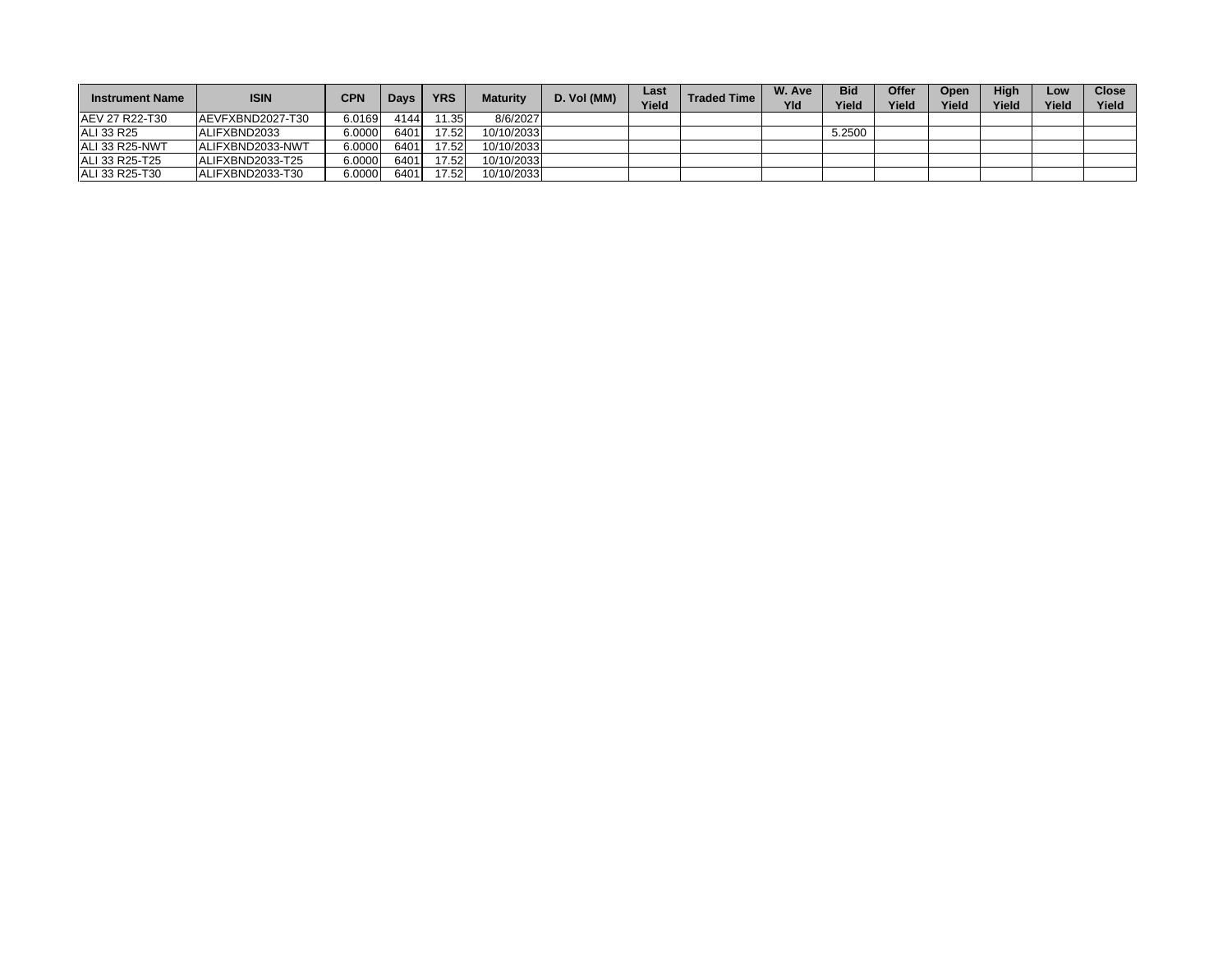| Instrument Name | ISIN | CPN | Days | YRS | Maturity | D. Vol (MM) | Last Yield | Traded Time | W. Ave Yld | Bid Yield | Offer Yield | Open Yield | High Yield | Low Yield | Close Yield |
|---|---|---|---|---|---|---|---|---|---|---|---|---|---|---|---|
| AEV 27 R22-T30 | AEVFXBND2027-T30 | 6.0169 | 4144 | 11.35 | 8/6/2027 | | | | | | | | | | |
| ALI 33 R25 | ALIFXBND2033 | 6.0000 | 6401 | 17.52 | 10/10/2033 | | | | | 5.2500 | | | | | |
| ALI 33 R25-NWT | ALIFXBND2033-NWT | 6.0000 | 6401 | 17.52 | 10/10/2033 | | | | | | | | | | |
| ALI 33 R25-T25 | ALIFXBND2033-T25 | 6.0000 | 6401 | 17.52 | 10/10/2033 | | | | | | | | | | |
| ALI 33 R25-T30 | ALIFXBND2033-T30 | 6.0000 | 6401 | 17.52 | 10/10/2033 | | | | | | | | | | |